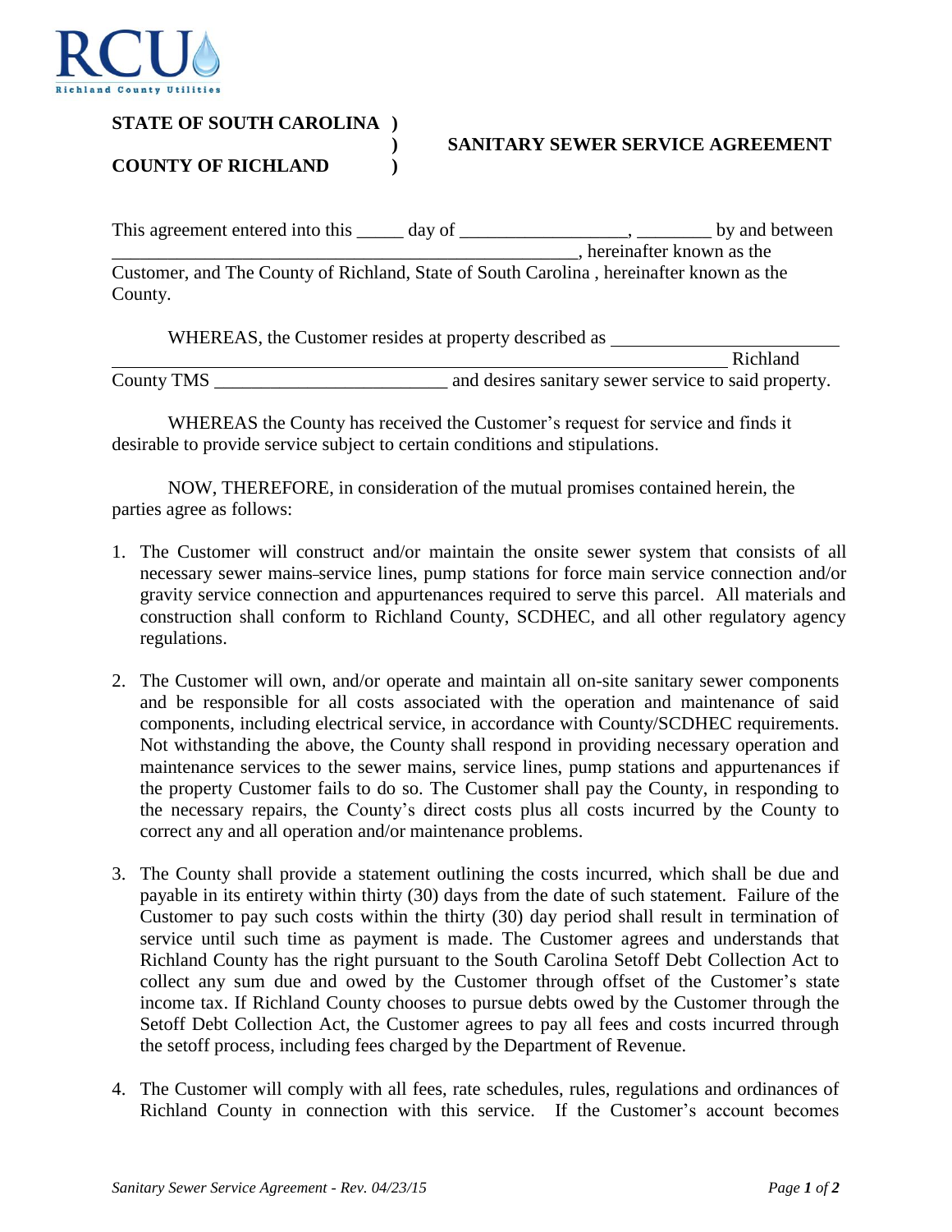**STATE OF SOUTH CAROLINA )**
**)** **SANITARY SEWER SERVICE AGREEMENT**
**COUNTY OF RICHLAND )**

This agreement entered into this _____ day of _________________, ________ by and between _______________________________________________, hereinafter known as the Customer, and The County of Richland, State of South Carolina , hereinafter known as the County.

WHEREAS, the Customer resides at property described as ________________________ _____________________________________________________________ Richland County TMS ________________________ and desires sanitary sewer service to said property.

WHEREAS the County has received the Customer's request for service and finds it desirable to provide service subject to certain conditions and stipulations.

NOW, THEREFORE, in consideration of the mutual promises contained herein, the parties agree as follows:

1. The Customer will construct and/or maintain the onsite sewer system that consists of all necessary sewer mains service lines, pump stations for force main service connection and/or gravity service connection and appurtenances required to serve this parcel. All materials and construction shall conform to Richland County, SCDHEC, and all other regulatory agency regulations.

2. The Customer will own, and/or operate and maintain all on-site sanitary sewer components and be responsible for all costs associated with the operation and maintenance of said components, including electrical service, in accordance with County/SCDHEC requirements. Not withstanding the above, the County shall respond in providing necessary operation and maintenance services to the sewer mains, service lines, pump stations and appurtenances if the property Customer fails to do so. The Customer shall pay the County, in responding to the necessary repairs, the County's direct costs plus all costs incurred by the County to correct any and all operation and/or maintenance problems.

3. The County shall provide a statement outlining the costs incurred, which shall be due and payable in its entirety within thirty (30) days from the date of such statement. Failure of the Customer to pay such costs within the thirty (30) day period shall result in termination of service until such time as payment is made. The Customer agrees and understands that Richland County has the right pursuant to the South Carolina Setoff Debt Collection Act to collect any sum due and owed by the Customer through offset of the Customer's state income tax. If Richland County chooses to pursue debts owed by the Customer through the Setoff Debt Collection Act, the Customer agrees to pay all fees and costs incurred through the setoff process, including fees charged by the Department of Revenue.

4. The Customer will comply with all fees, rate schedules, rules, regulations and ordinances of Richland County in connection with this service. If the Customer's account becomes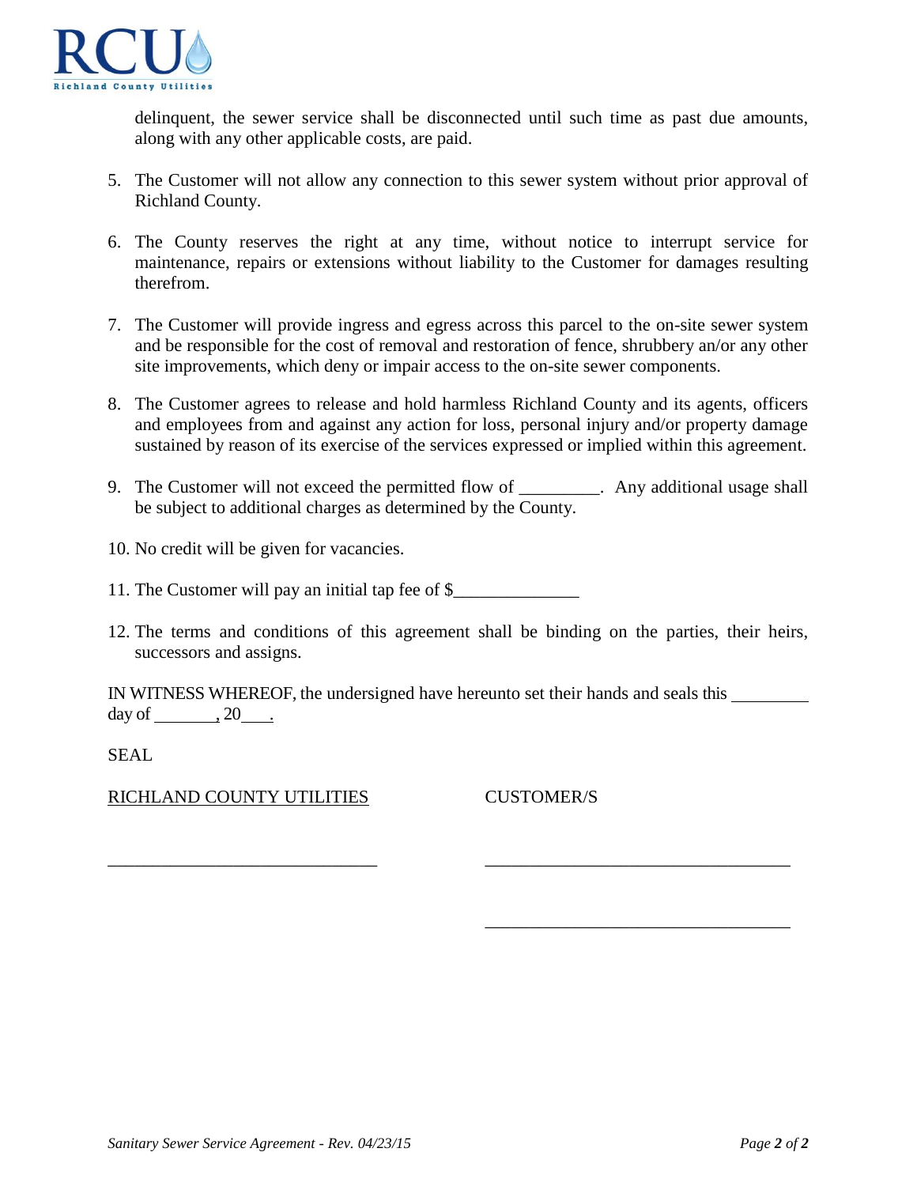delinquent, the sewer service shall be disconnected until such time as past due amounts, along with any other applicable costs, are paid.

5. The Customer will not allow any connection to this sewer system without prior approval of Richland County.

6. The County reserves the right at any time, without notice to interrupt service for maintenance, repairs or extensions without liability to the Customer for damages resulting therefrom.

7. The Customer will provide ingress and egress across this parcel to the on-site sewer system and be responsible for the cost of removal and restoration of fence, shrubbery an/or any other site improvements, which deny or impair access to the on-site sewer components.

8. The Customer agrees to release and hold harmless Richland County and its agents, officers and employees from and against any action for loss, personal injury and/or property damage sustained by reason of its exercise of the services expressed or implied within this agreement.

9. The Customer will not exceed the permitted flow of _________. Any additional usage shall be subject to additional charges as determined by the County.

10. No credit will be given for vacancies.

11. The Customer will pay an initial tap fee of $______________

12. The terms and conditions of this agreement shall be binding on the parties, their heirs, successors and assigns.

IN WITNESS WHEREOF, the undersigned have hereunto set their hands and seals this _________ day of _______, 20___.

SEAL

RICHLAND COUNTY UTILITIES

CUSTOMER/S

_______________________________

___________________________________

___________________________________